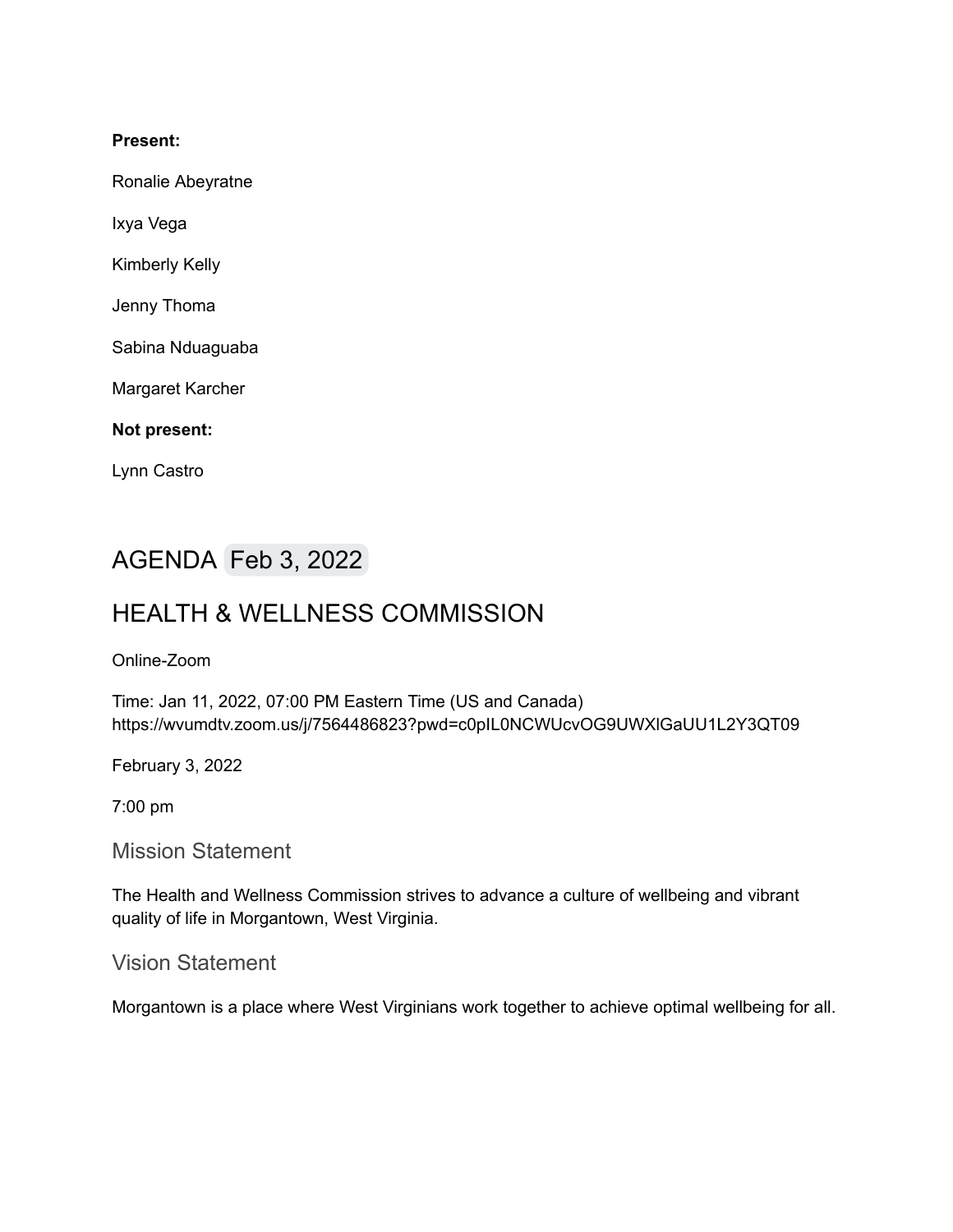**Present:**

Ronalie Abeyratne

Ixya Vega

Kimberly Kelly

Jenny Thoma

Sabina Nduaguaba

Margaret Karcher

**Not present:**

Lynn Castro

# AGENDA Feb 3, 2022

# HEALTH & WELLNESS COMMISSION

Online-Zoom

Time: Jan 11, 2022, 07:00 PM Eastern Time (US and Canada)
https://wvumdtv.zoom.us/j/7564486823?pwd=c0pIL0NCWUcvOG9UWXlGaUU1L2Y3QT09

February 3, 2022

7:00 pm

## Mission Statement

The Health and Wellness Commission strives to advance a culture of wellbeing and vibrant quality of life in Morgantown, West Virginia.

## Vision Statement

Morgantown is a place where West Virginians work together to achieve optimal wellbeing for all.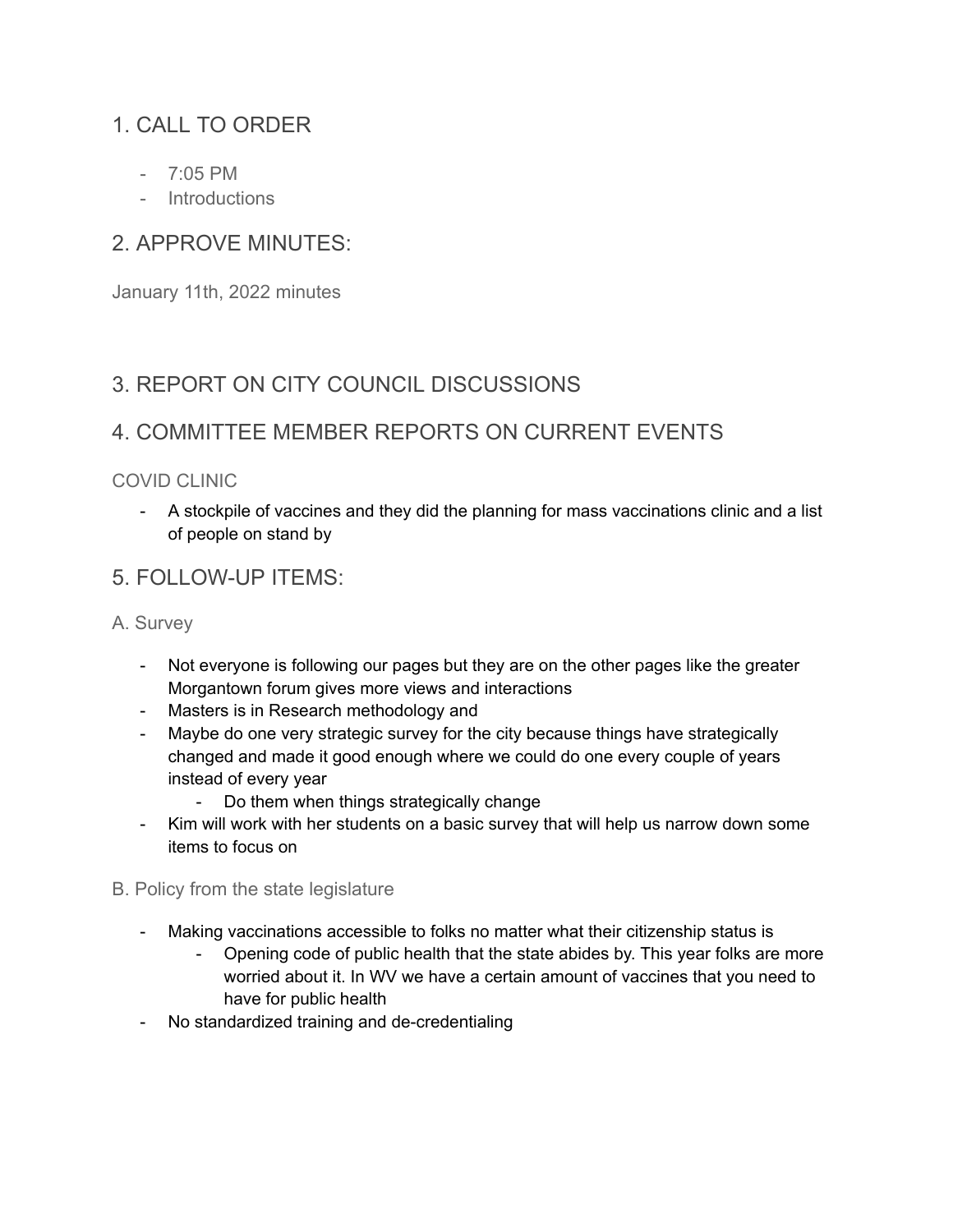## 1. CALL TO ORDER

- 7:05 PM
- Introductions

## 2. APPROVE MINUTES:

January 11th, 2022 minutes

## 3. REPORT ON CITY COUNCIL DISCUSSIONS

## 4. COMMITTEE MEMBER REPORTS ON CURRENT EVENTS

### COVID CLINIC

- A stockpile of vaccines and they did the planning for mass vaccinations clinic and a list of people on stand by

## 5. FOLLOW-UP ITEMS:

### A. Survey

- Not everyone is following our pages but they are on the other pages like the greater Morgantown forum gives more views and interactions
- Masters is in Research methodology and
- Maybe do one very strategic survey for the city because things have strategically changed and made it good enough where we could do one every couple of years instead of every year
  - Do them when things strategically change
- Kim will work with her students on a basic survey that will help us narrow down some items to focus on

### B. Policy from the state legislature

- Making vaccinations accessible to folks no matter what their citizenship status is
  - Opening code of public health that the state abides by. This year folks are more worried about it. In WV we have a certain amount of vaccines that you need to have for public health
- No standardized training and de-credentialing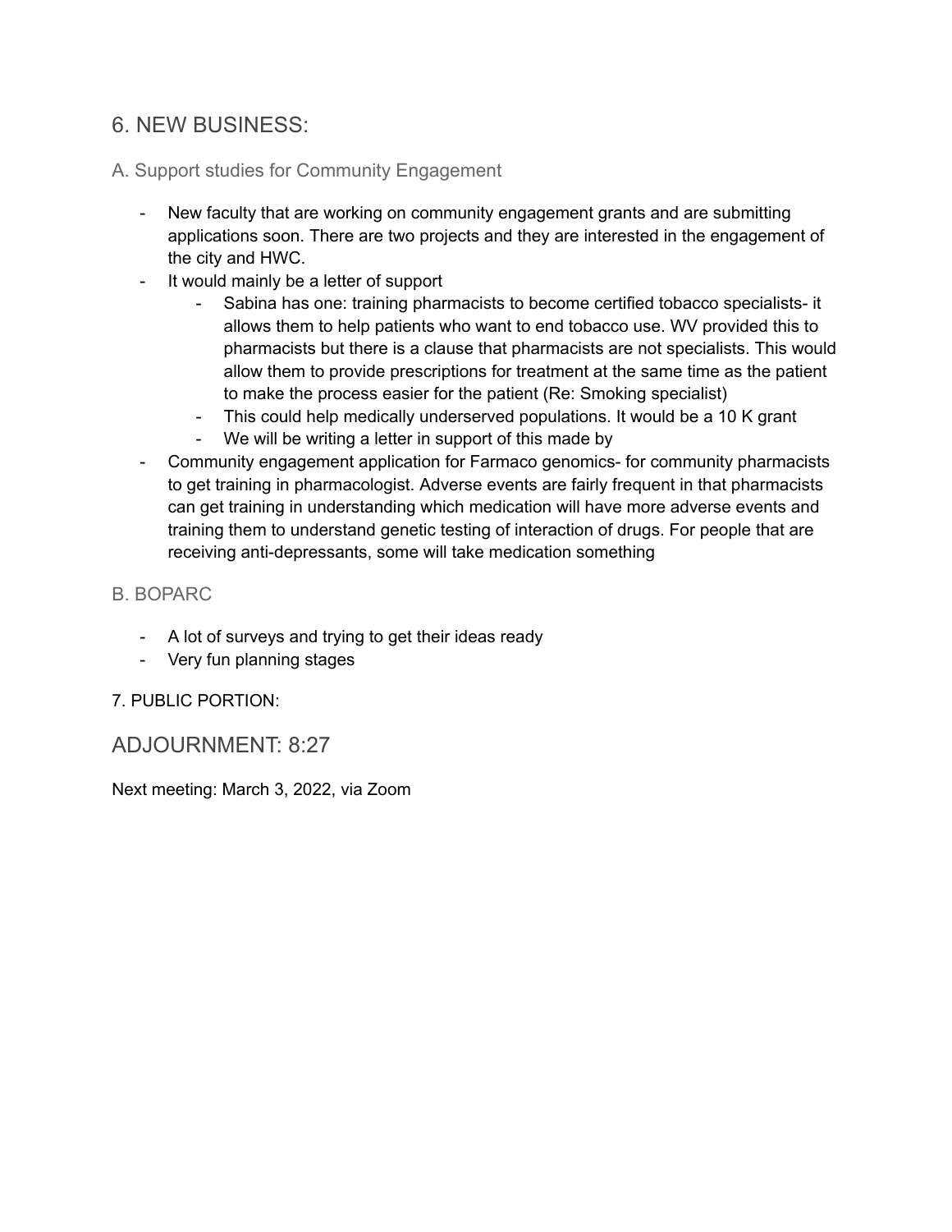## 6. NEW BUSINESS:

### A. Support studies for Community Engagement

- New faculty that are working on community engagement grants and are submitting applications soon. There are two projects and they are interested in the engagement of the city and HWC.
- It would mainly be a letter of support
    - Sabina has one: training pharmacists to become certified tobacco specialists- it allows them to help patients who want to end tobacco use. WV provided this to pharmacists but there is a clause that pharmacists are not specialists. This would allow them to provide prescriptions for treatment at the same time as the patient to make the process easier for the patient (Re: Smoking specialist)
    - This could help medically underserved populations. It would be a 10 K grant
    - We will be writing a letter in support of this made by
- Community engagement application for Farmaco genomics- for community pharmacists to get training in pharmacologist. Adverse events are fairly frequent in that pharmacists can get training in understanding which medication will have more adverse events and training them to understand genetic testing of interaction of drugs. For people that are receiving anti-depressants, some will take medication something

### B. BOPARC

- A lot of surveys and trying to get their ideas ready
- Very fun planning stages

7. PUBLIC PORTION:

## ADJOURNMENT: 8:27

Next meeting: March 3, 2022, via Zoom